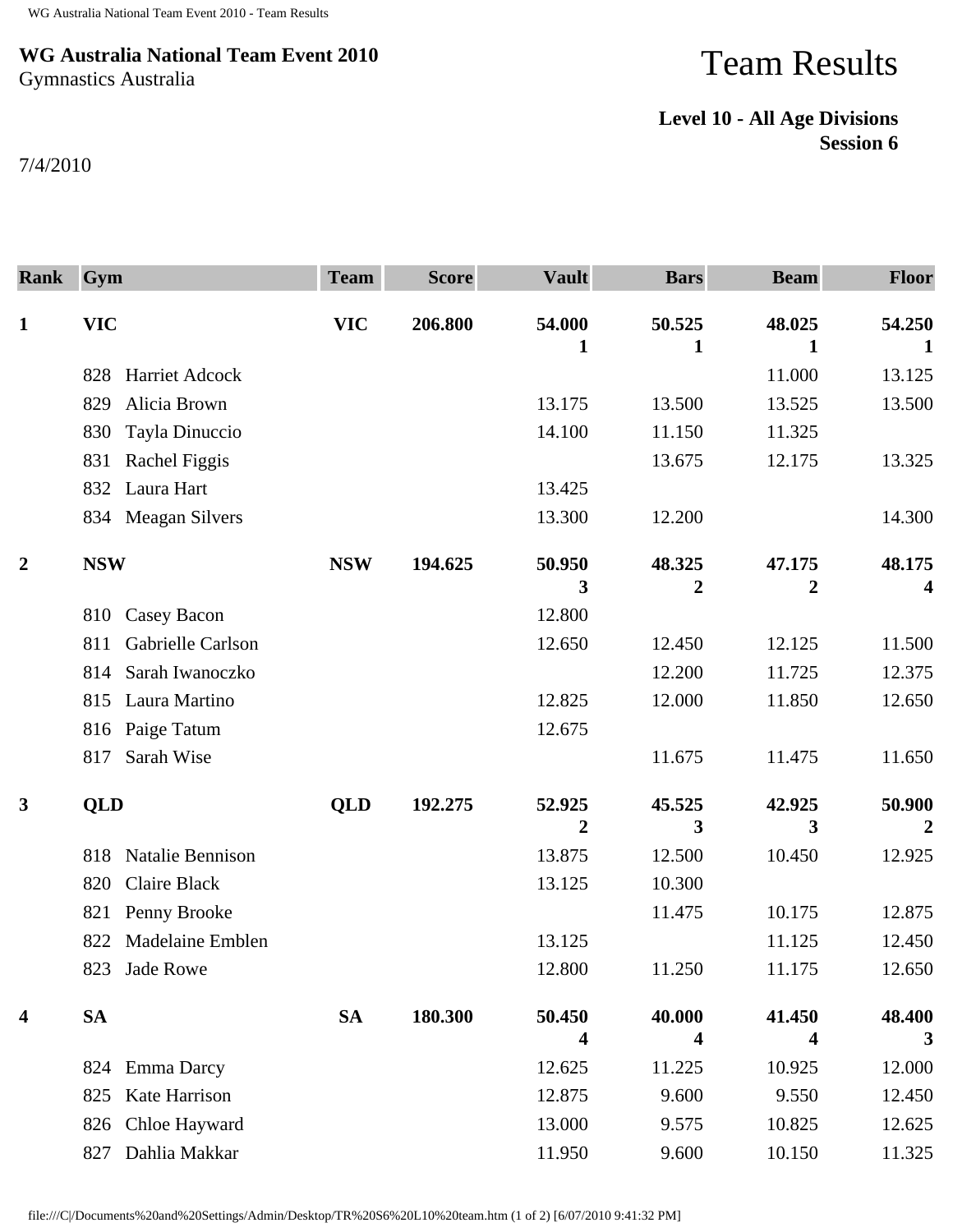**WG Australia National Team Event 2010**
Gymnastics Australia

# Team Results

**Level 10 - All Age Divisions**
**Session 6**

7/4/2010

| Rank | Gym | Team | Score | Vault | Bars | Beam | Floor |
|---|---|---|---|---|---|---|---|
| **1** | **VIC** | **VIC** | **206.800** | **54.000** **1** | **50.525** **1** | **48.025** **1** | **54.250** **1** |
| | 828 Harriet Adcock | | | | | 11.000 | 13.125 |
| | 829 Alicia Brown | | | 13.175 | 13.500 | 13.525 | 13.500 |
| | 830 Tayla Dinuccio | | | 14.100 | 11.150 | 11.325 | |
| | 831 Rachel Figgis | | | | 13.675 | 12.175 | 13.325 |
| | 832 Laura Hart | | | 13.425 | | | |
| | 834 Meagan Silvers | | | 13.300 | 12.200 | | 14.300 |
| **2** | **NSW** | **NSW** | **194.625** | **50.950** **3** | **48.325** **2** | **47.175** **2** | **48.175** **4** |
| | 810 Casey Bacon | | | 12.800 | | | |
| | 811 Gabrielle Carlson | | | 12.650 | 12.450 | 12.125 | 11.500 |
| | 814 Sarah Iwanoczko | | | | 12.200 | 11.725 | 12.375 |
| | 815 Laura Martino | | | 12.825 | 12.000 | 11.850 | 12.650 |
| | 816 Paige Tatum | | | 12.675 | | | |
| | 817 Sarah Wise | | | | 11.675 | 11.475 | 11.650 |
| **3** | **QLD** | **QLD** | **192.275** | **52.925** **2** | **45.525** **3** | **42.925** **3** | **50.900** **2** |
| | 818 Natalie Bennison | | | 13.875 | 12.500 | 10.450 | 12.925 |
| | 820 Claire Black | | | 13.125 | 10.300 | | |
| | 821 Penny Brooke | | | | 11.475 | 10.175 | 12.875 |
| | 822 Madelaine Emblen | | | 13.125 | | 11.125 | 12.450 |
| | 823 Jade Rowe | | | 12.800 | 11.250 | 11.175 | 12.650 |
| **4** | **SA** | **SA** | **180.300** | **50.450** **4** | **40.000** **4** | **41.450** **4** | **48.400** **3** |
| | 824 Emma Darcy | | | 12.625 | 11.225 | 10.925 | 12.000 |
| | 825 Kate Harrison | | | 12.875 | 9.600 | 9.550 | 12.450 |
| | 826 Chloe Hayward | | | 13.000 | 9.575 | 10.825 | 12.625 |
| | 827 Dahlia Makkar | | | 11.950 | 9.600 | 10.150 | 11.325 |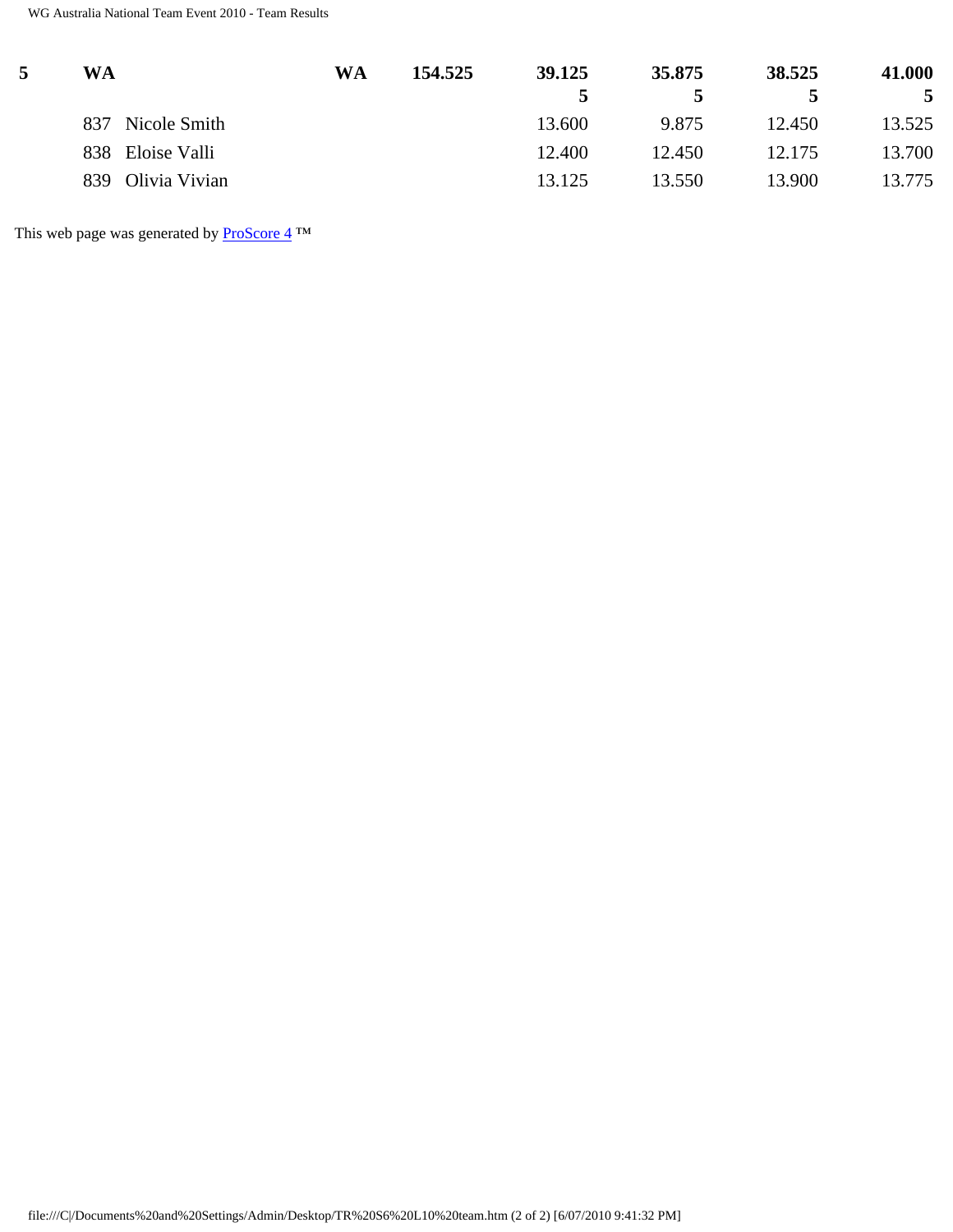| | | | | | | | |
|---|---|---|---|---|---|---|---|
| **5** | **WA** | **WA** | **154.525** | **39.125**<br>**5** | **35.875**<br>**5** | **38.525**<br>**5** | **41.000**<br>**5** |
| | 837 Nicole Smith | | | 13.600 | 9.875 | 12.450 | 13.525 |
| | 838 Eloise Valli | | | 12.400 | 12.450 | 12.175 | 13.700 |
| | 839 Olivia Vivian | | | 13.125 | 13.550 | 13.900 | 13.775 |

This web page was generated by ProScore 4 ™